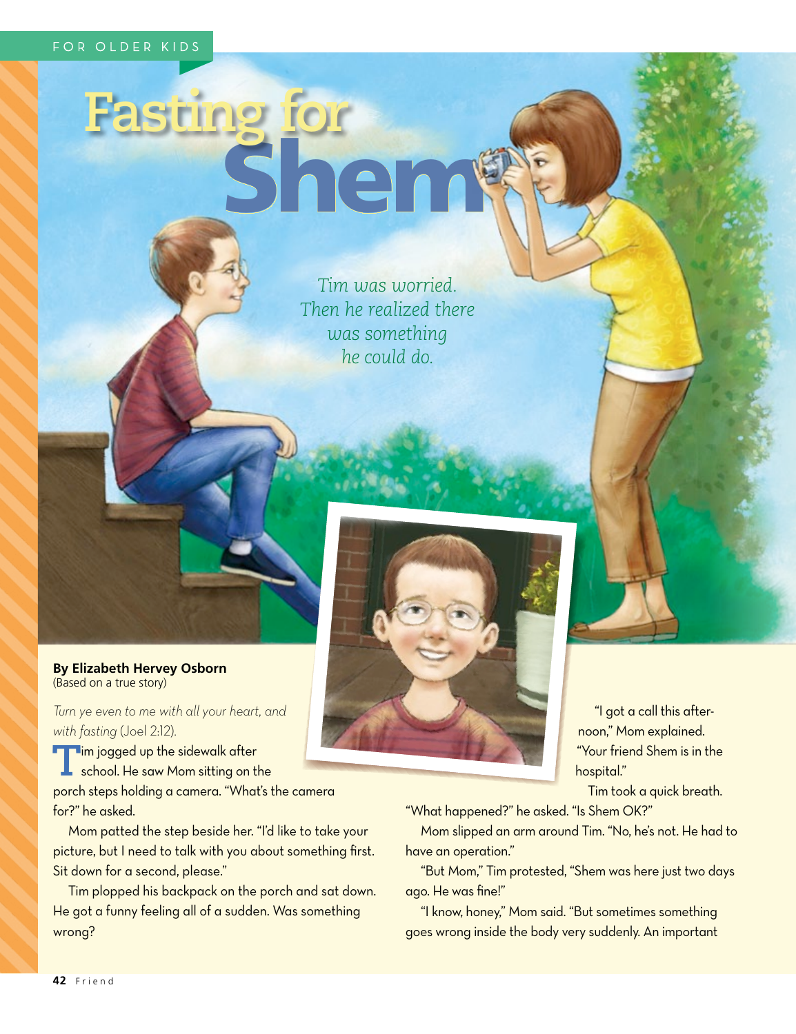FOR OLDER KIDS

# Fasting for Shem

*Tim was worried. Then he realized there was something he could do.*

**By Elizabeth Hervey Osborn**
(Based on a true story)

*Turn ye even to me with all your heart, and with fasting* (Joel 2:12).

Tim jogged up the sidewalk after school. He saw Mom sitting on the porch steps holding a camera. "What's the camera for?" he asked.

Mom patted the step beside her. "I'd like to take your picture, but I need to talk with you about something first. Sit down for a second, please."

Tim plopped his backpack on the porch and sat down. He got a funny feeling all of a sudden. Was something wrong?

"I got a call this afternoon," Mom explained. "Your friend Shem is in the hospital."

Tim took a quick breath. "What happened?" he asked. "Is Shem OK?"

Mom slipped an arm around Tim. "No, he's not. He had to have an operation."

"But Mom," Tim protested, "Shem was here just two days ago. He was fine!"

"I know, honey," Mom said. "But sometimes something goes wrong inside the body very suddenly. An important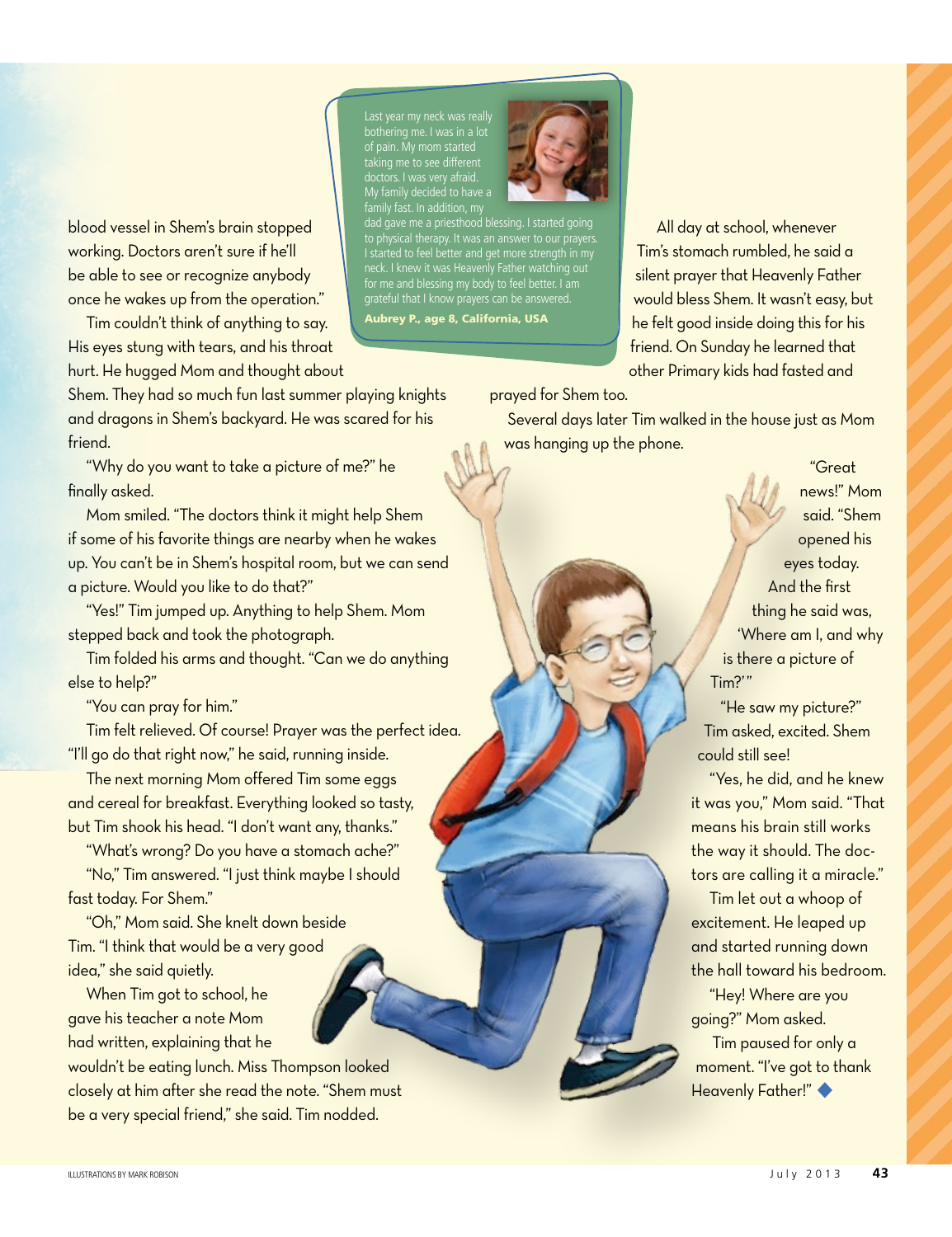blood vessel in Shem's brain stopped working. Doctors aren't sure if he'll be able to see or recognize anybody once he wakes up from the operation."

Tim couldn't think of anything to say. His eyes stung with tears, and his throat hurt. He hugged Mom and thought about Shem. They had so much fun last summer playing knights and dragons in Shem's backyard. He was scared for his friend.

"Why do you want to take a picture of me?" he finally asked.

Mom smiled. "The doctors think it might help Shem if some of his favorite things are nearby when he wakes up. You can't be in Shem's hospital room, but we can send a picture. Would you like to do that?"

"Yes!" Tim jumped up. Anything to help Shem. Mom stepped back and took the photograph.

Tim folded his arms and thought. "Can we do anything else to help?"

"You can pray for him."

Tim felt relieved. Of course! Prayer was the perfect idea. "I'll go do that right now," he said, running inside.

The next morning Mom offered Tim some eggs and cereal for breakfast. Everything looked so tasty, but Tim shook his head. "I don't want any, thanks."

"What's wrong? Do you have a stomach ache?"

"No," Tim answered. "I just think maybe I should fast today. For Shem."

"Oh," Mom said. She knelt down beside Tim. "I think that would be a very good idea," she said quietly.

When Tim got to school, he gave his teacher a note Mom had written, explaining that he wouldn't be eating lunch. Miss Thompson looked closely at him after she read the note. "Shem must be a very special friend," she said. Tim nodded.

> Last year my neck was really bothering me. I was in a lot of pain. My mom started taking me to see different doctors. I was very afraid. My family decided to have a family fast. In addition, my dad gave me a priesthood blessing. I started going to physical therapy. It was an answer to our prayers. I started to feel better and get more strength in my neck. I knew it was Heavenly Father watching out for me and blessing my body to feel better. I am grateful that I know prayers can be answered.
>
> **Aubrey P., age 8, California, USA**

All day at school, whenever Tim's stomach rumbled, he said a silent prayer that Heavenly Father would bless Shem. It wasn't easy, but he felt good inside doing this for his friend. On Sunday he learned that other Primary kids had fasted and prayed for Shem too.

Several days later Tim walked in the house just as Mom was hanging up the phone.

"Great news!" Mom said. "Shem opened his eyes today. And the first thing he said was, 'Where am I, and why is there a picture of Tim?'"

"He saw my picture?" Tim asked, excited. Shem could still see!

"Yes, he did, and he knew it was you," Mom said. "That means his brain still works the way it should. The doctors are calling it a miracle."

Tim let out a whoop of excitement. He leaped up and started running down the hall toward his bedroom.

"Hey! Where are you going?" Mom asked.

Tim paused for only a moment. "I've got to thank Heavenly Father!" ◆

ILLUSTRATIONS BY MARK ROBISON